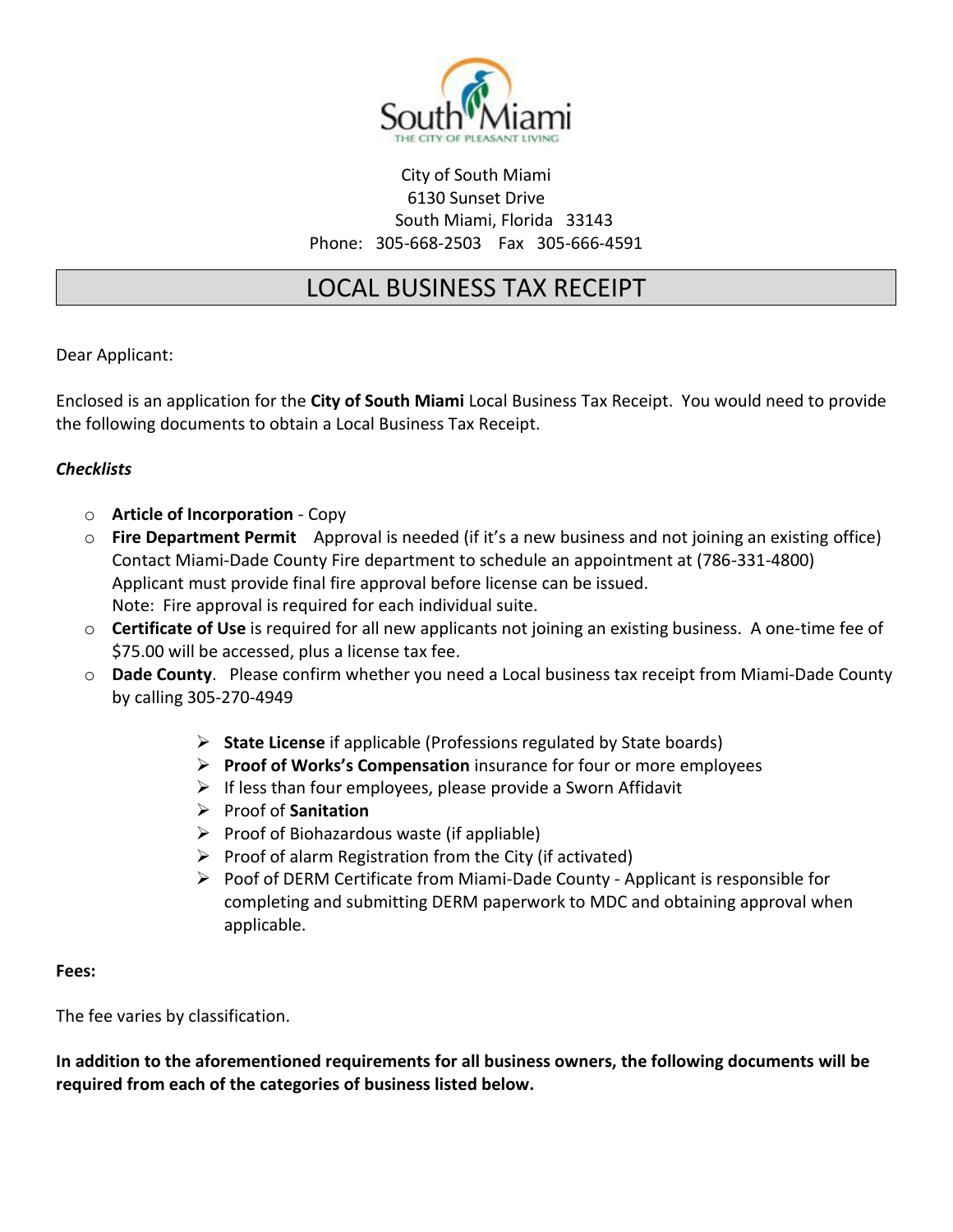South Miami
THE CITY OF PLEASANT LIVING

City of South Miami
6130 Sunset Drive
South Miami, Florida 33143
Phone: 305-668-2503 Fax 305-666-4591

# LOCAL BUSINESS TAX RECEIPT

Dear Applicant:

Enclosed is an application for the **City of South Miami** Local Business Tax Receipt. You would need to provide the following documents to obtain a Local Business Tax Receipt.

***Checklists***

- **Article of Incorporation** - Copy
- **Fire Department Permit** Approval is needed (if it's a new business and not joining an existing office) Contact Miami-Dade County Fire department to schedule an appointment at (786-331-4800) Applicant must provide final fire approval before license can be issued. Note: Fire approval is required for each individual suite.
- **Certificate of Use** is required for all new applicants not joining an existing business. A one-time fee of $75.00 will be accessed, plus a license tax fee.
- **Dade County**. Please confirm whether you need a Local business tax receipt from Miami-Dade County by calling 305-270-4949

    - **State License** if applicable (Professions regulated by State boards)
    - **Proof of Works's Compensation** insurance for four or more employees
    - If less than four employees, please provide a Sworn Affidavit
    - Proof of **Sanitation**
    - Proof of Biohazardous waste (if appliable)
    - Proof of alarm Registration from the City (if activated)
    - Poof of DERM Certificate from Miami-Dade County - Applicant is responsible for completing and submitting DERM paperwork to MDC and obtaining approval when applicable.

**Fees:**

The fee varies by classification.

**In addition to the aforementioned requirements for all business owners, the following documents will be required from each of the categories of business listed below.**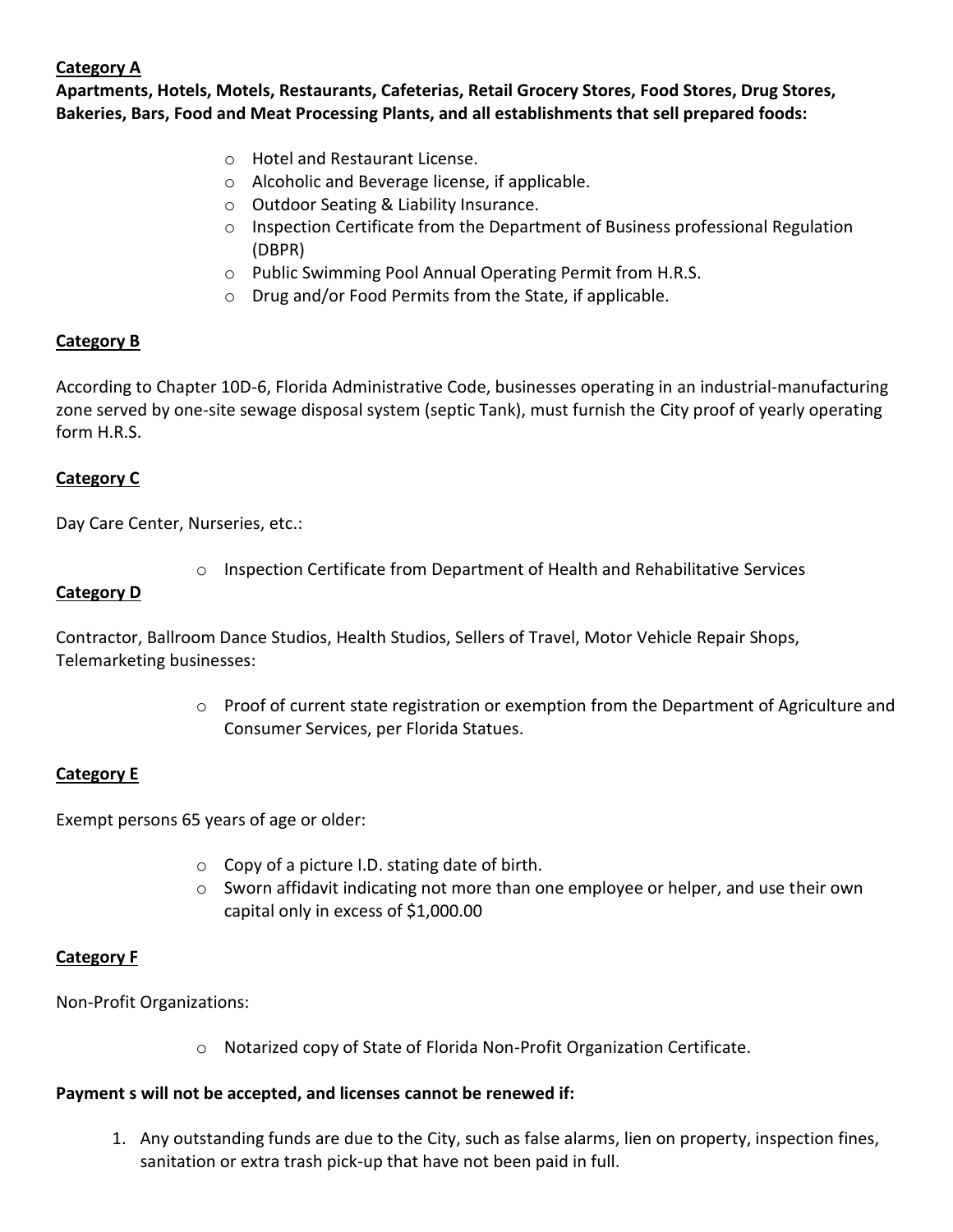**Category A**

**Apartments, Hotels, Motels, Restaurants, Cafeterias, Retail Grocery Stores, Food Stores, Drug Stores, Bakeries, Bars, Food and Meat Processing Plants, and all establishments that sell prepared foods:**

- Hotel and Restaurant License.
- Alcoholic and Beverage license, if applicable.
- Outdoor Seating & Liability Insurance.
- Inspection Certificate from the Department of Business professional Regulation (DBPR)
- Public Swimming Pool Annual Operating Permit from H.R.S.
- Drug and/or Food Permits from the State, if applicable.

**Category B**

According to Chapter 10D-6, Florida Administrative Code, businesses operating in an industrial-manufacturing zone served by one-site sewage disposal system (septic Tank), must furnish the City proof of yearly operating form H.R.S.

**Category C**

Day Care Center, Nurseries, etc.:

- Inspection Certificate from Department of Health and Rehabilitative Services

**Category D**

Contractor, Ballroom Dance Studios, Health Studios, Sellers of Travel, Motor Vehicle Repair Shops, Telemarketing businesses:

- Proof of current state registration or exemption from the Department of Agriculture and Consumer Services, per Florida Statues.

**Category E**

Exempt persons 65 years of age or older:

- Copy of a picture I.D. stating date of birth.
- Sworn affidavit indicating not more than one employee or helper, and use their own capital only in excess of $1,000.00

**Category F**

Non-Profit Organizations:

- Notarized copy of State of Florida Non-Profit Organization Certificate.

**Payment s will not be accepted, and licenses cannot be renewed if:**

1. Any outstanding funds are due to the City, such as false alarms, lien on property, inspection fines, sanitation or extra trash pick-up that have not been paid in full.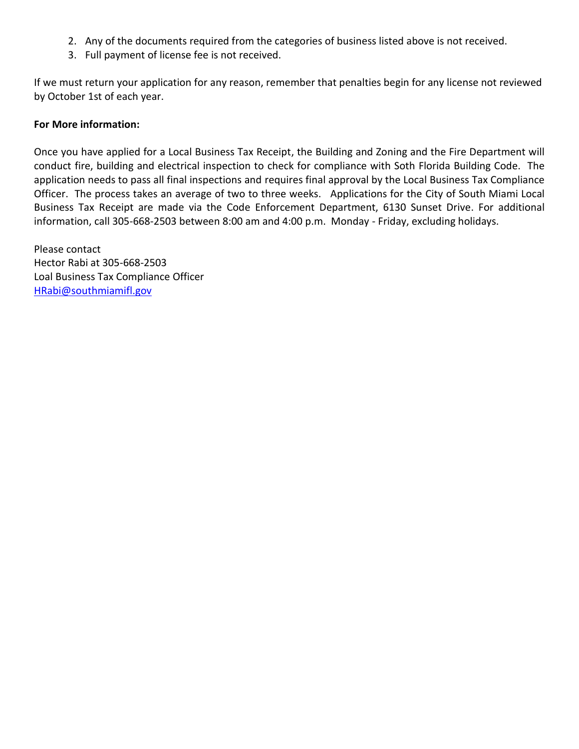2. Any of the documents required from the categories of business listed above is not received.
3. Full payment of license fee is not received.

If we must return your application for any reason, remember that penalties begin for any license not reviewed by October 1st of each year.

**For More information:**

Once you have applied for a Local Business Tax Receipt, the Building and Zoning and the Fire Department will conduct fire, building and electrical inspection to check for compliance with Soth Florida Building Code. The application needs to pass all final inspections and requires final approval by the Local Business Tax Compliance Officer. The process takes an average of two to three weeks. Applications for the City of South Miami Local Business Tax Receipt are made via the Code Enforcement Department, 6130 Sunset Drive. For additional information, call 305-668-2503 between 8:00 am and 4:00 p.m. Monday - Friday, excluding holidays.

Please contact
Hector Rabi at 305-668-2503
Loal Business Tax Compliance Officer
HRabi@southmiamifl.gov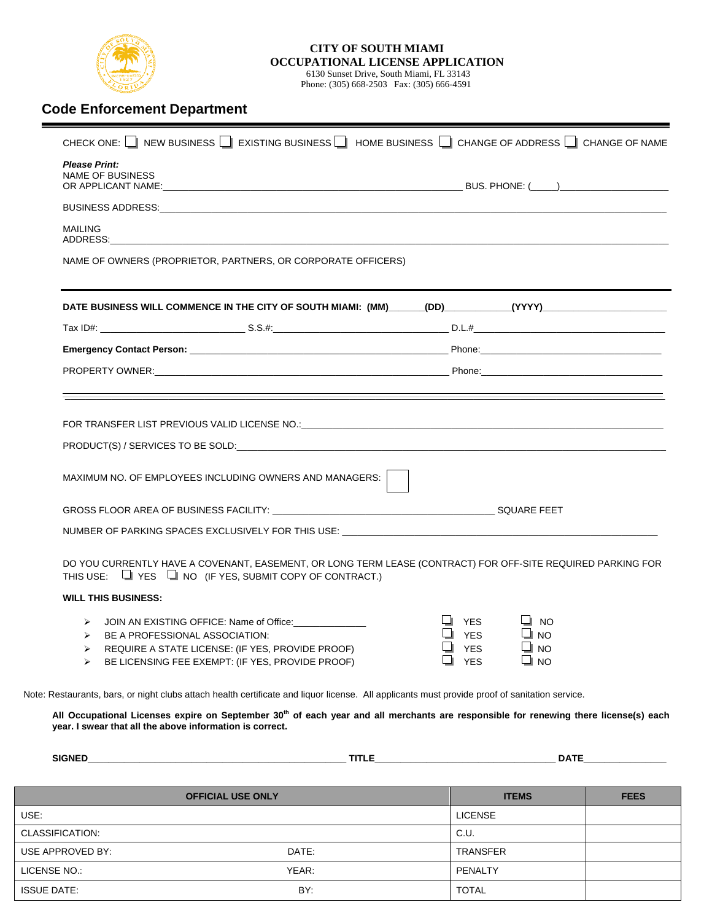# CITY OF SOUTH MIAMI
## OCCUPATIONAL LICENSE APPLICATION

6130 Sunset Drive, South Miami, FL 33143
Phone: (305) 668-2503 Fax: (305) 666-4591

## Code Enforcement Department

CHECK ONE: ☐ NEW BUSINESS ☐ EXISTING BUSINESS ☐ HOME BUSINESS ☐ CHANGE OF ADDRESS ☐ CHANGE OF NAME

***Please Print:***
NAME OF BUSINESS
OR APPLICANT NAME:\_\_\_\_\_\_\_\_\_\_\_\_\_\_\_\_\_\_\_\_\_\_\_\_\_\_\_\_\_\_ BUS. PHONE: (\_\_\_\_)\_\_\_\_\_\_\_\_\_\_\_\_\_\_\_\_

BUSINESS ADDRESS:\_\_\_\_\_\_\_\_\_\_\_\_\_\_\_\_\_\_\_\_\_\_\_\_\_\_\_\_\_\_\_\_\_\_\_\_\_\_\_\_

MAILING
ADDRESS:\_\_\_\_\_\_\_\_\_\_\_\_\_\_\_\_\_\_\_\_\_\_\_\_\_\_\_\_\_\_\_\_\_\_\_\_\_\_\_\_

NAME OF OWNERS (PROPRIETOR, PARTNERS, OR CORPORATE OFFICERS)

---

**DATE BUSINESS WILL COMMENCE IN THE CITY OF SOUTH MIAMI: (MM)\_\_\_\_\_\_(DD)\_\_\_\_\_\_\_\_\_\_\_\_(YYYY)\_\_\_\_\_\_\_\_\_\_\_\_\_\_\_\_\_\_\_\_**

Tax ID#: \_\_\_\_\_\_\_\_\_\_\_\_\_\_\_\_\_\_\_\_ S.S.#:\_\_\_\_\_\_\_\_\_\_\_\_\_\_\_\_\_\_\_\_\_\_\_\_ D.L.#\_\_\_\_\_\_\_\_\_\_\_\_\_\_\_\_\_\_\_\_\_\_\_\_

**Emergency Contact Person:** \_\_\_\_\_\_\_\_\_\_\_\_\_\_\_\_\_\_\_\_\_\_\_\_\_\_\_\_\_\_\_\_\_\_ Phone:\_\_\_\_\_\_\_\_\_\_\_\_\_\_\_\_\_\_\_\_\_\_\_\_

PROPERTY OWNER:\_\_\_\_\_\_\_\_\_\_\_\_\_\_\_\_\_\_\_\_\_\_\_\_\_\_\_\_\_\_\_\_\_\_\_\_\_\_\_\_ Phone:\_\_\_\_\_\_\_\_\_\_\_\_\_\_\_\_\_\_\_\_\_\_\_\_

---

FOR TRANSFER LIST PREVIOUS VALID LICENSE NO.:\_\_\_\_\_\_\_\_\_\_\_\_\_\_\_\_\_\_\_\_\_\_\_\_\_\_\_\_\_\_\_\_\_\_\_\_\_\_\_\_

PRODUCT(S) / SERVICES TO BE SOLD:\_\_\_\_\_\_\_\_\_\_\_\_\_\_\_\_\_\_\_\_\_\_\_\_\_\_\_\_\_\_\_\_\_\_\_\_\_\_\_\_

MAXIMUM NO. OF EMPLOYEES INCLUDING OWNERS AND MANAGERS: ☐

GROSS FLOOR AREA OF BUSINESS FACILITY: \_\_\_\_\_\_\_\_\_\_\_\_\_\_\_\_\_\_\_\_\_\_\_\_\_\_\_\_\_\_ SQUARE FEET

NUMBER OF PARKING SPACES EXCLUSIVELY FOR THIS USE: \_\_\_\_\_\_\_\_\_\_\_\_\_\_\_\_\_\_\_\_\_\_\_\_\_\_\_\_\_\_\_\_\_\_\_\_\_\_\_\_

DO YOU CURRENTLY HAVE A COVENANT, EASEMENT, OR LONG TERM LEASE (CONTRACT) FOR OFF-SITE REQUIRED PARKING FOR THIS USE: ☐ YES ☐ NO (IF YES, SUBMIT COPY OF CONTRACT.)

**WILL THIS BUSINESS:**

- JOIN AN EXISTING OFFICE: Name of Office:\_\_\_\_\_\_\_\_\_\_\_\_\_\_ ☐ YES ☐ NO
- BE A PROFESSIONAL ASSOCIATION: ☐ YES ☐ NO
- REQUIRE A STATE LICENSE: (IF YES, PROVIDE PROOF) ☐ YES ☐ NO
- BE LICENSING FEE EXEMPT: (IF YES, PROVIDE PROOF) ☐ YES ☐ NO

Note: Restaurants, bars, or night clubs attach health certificate and liquor license. All applicants must provide proof of sanitation service.

**All Occupational Licenses expire on September 30th of each year and all merchants are responsible for renewing there license(s) each year. I swear that all the above information is correct.**

**SIGNED**\_\_\_\_\_\_\_\_\_\_\_\_\_\_\_\_\_\_\_\_\_\_\_\_\_\_\_\_\_\_\_\_ **TITLE**\_\_\_\_\_\_\_\_\_\_\_\_\_\_\_\_\_\_\_\_\_\_\_\_ **DATE**\_\_\_\_\_\_\_\_\_\_\_\_

| OFFICIAL USE ONLY | | ITEMS | FEES |
|---|---|---|---|
| USE: | | LICENSE | |
| CLASSIFICATION: | | C.U. | |
| USE APPROVED BY: | DATE: | TRANSFER | |
| LICENSE NO.: | YEAR: | PENALTY | |
| ISSUE DATE: | BY: | TOTAL | |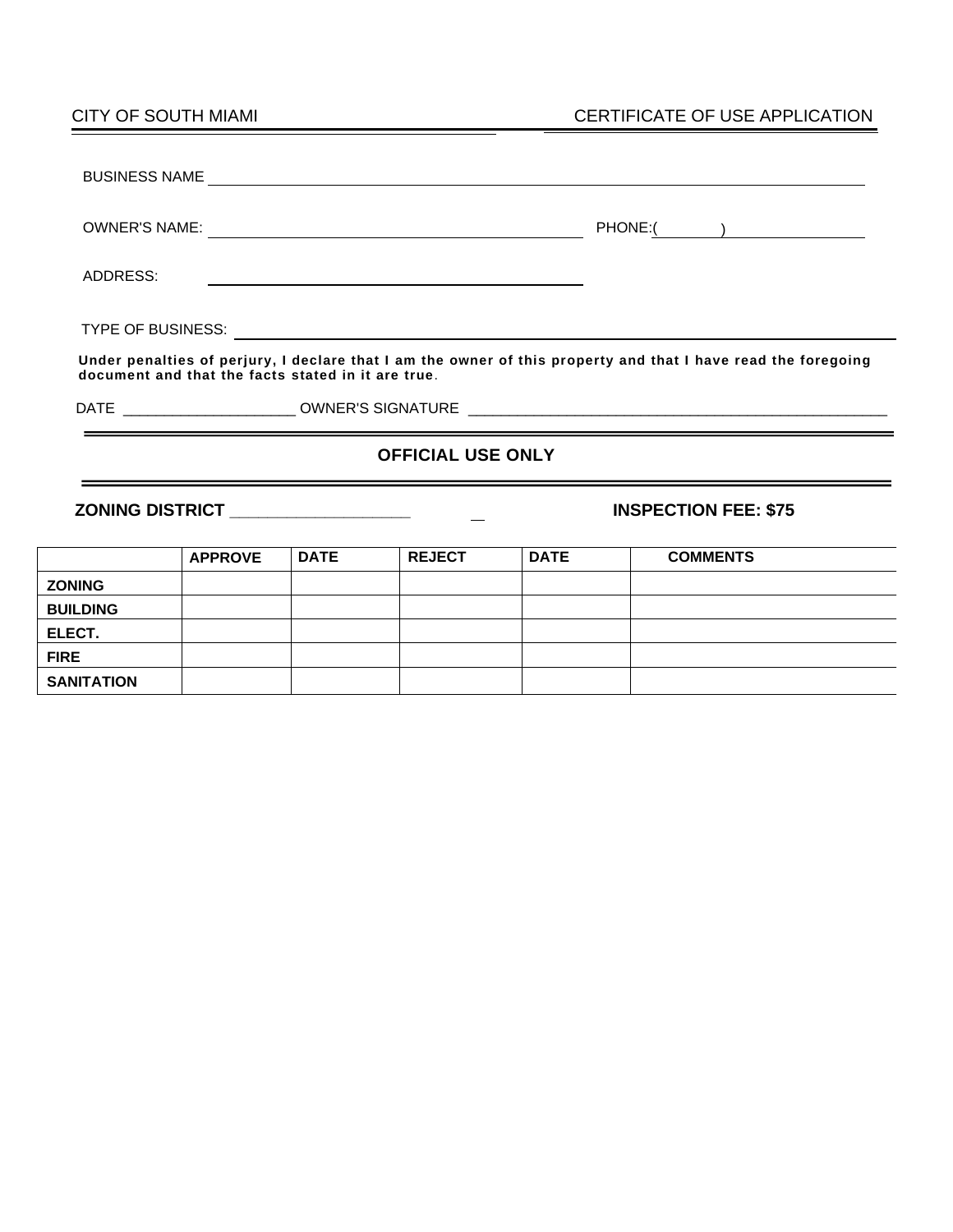CITY OF SOUTH MIAMI

CERTIFICATE OF USE APPLICATION

BUSINESS NAME ____________________________________________

OWNER'S NAME: ______________________________ PHONE:(        ) ______________

ADDRESS: ______________________________

TYPE OF BUSINESS: ____________________________________________

**Under penalties of perjury, I declare that I am the owner of this property and that I have read the foregoing document and that the facts stated in it are true.**

DATE ____________________ OWNER'S SIGNATURE ________________________________________________

## OFFICIAL USE ONLY

**ZONING DISTRICT ___________________** **INSPECTION FEE: $75**

| | APPROVE | DATE | REJECT | DATE | COMMENTS |
|---|---|---|---|---|---|
| **ZONING** | | | | | |
| **BUILDING** | | | | | |
| **ELECT.** | | | | | |
| **FIRE** | | | | | |
| **SANITATION** | | | | | |